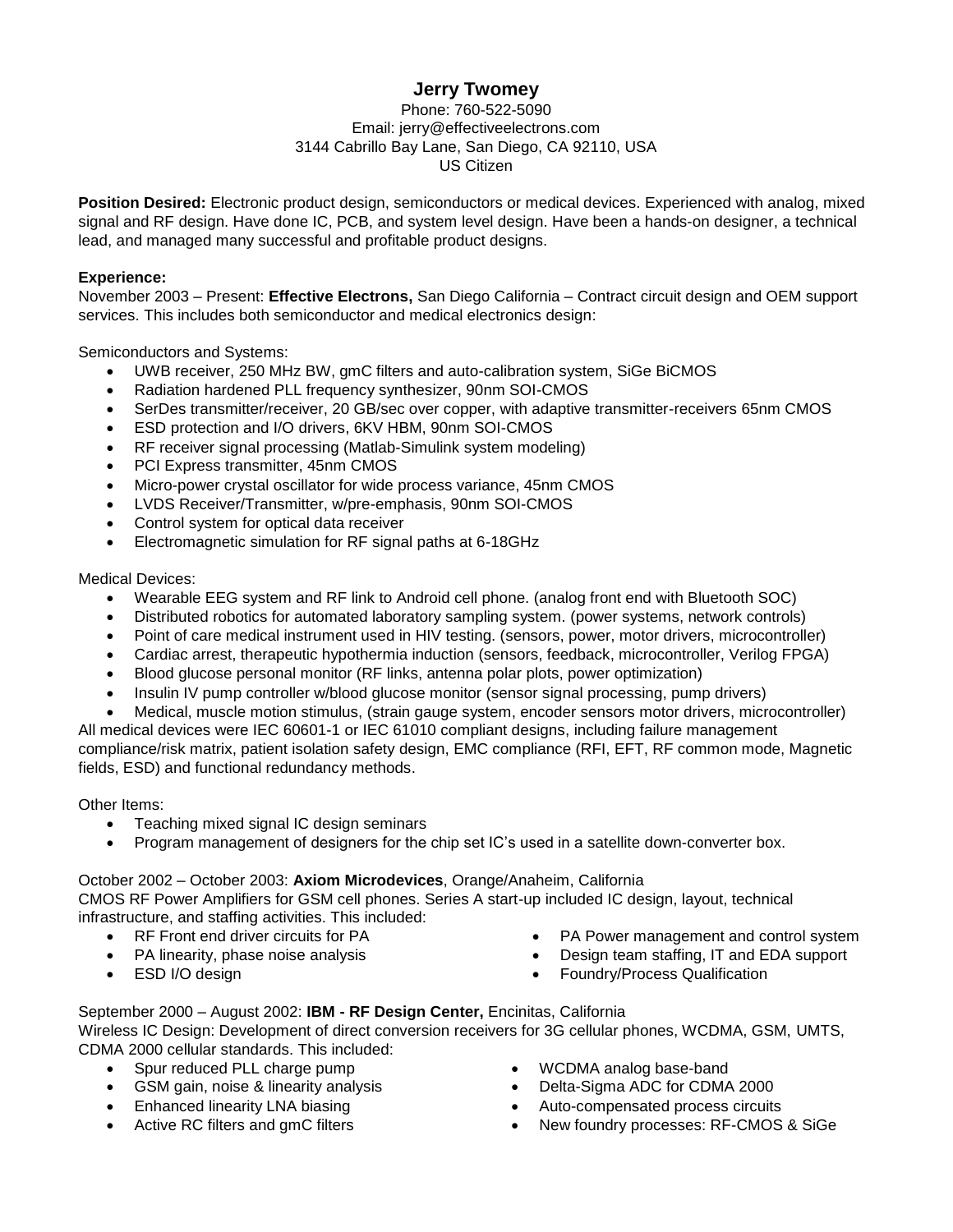# Jerry Twomey

Phone: 760-522-5090
Email: jerry@effectiveelectrons.com
3144 Cabrillo Bay Lane, San Diego, CA 92110, USA
US Citizen

**Position Desired:** Electronic product design, semiconductors or medical devices. Experienced with analog, mixed signal and RF design. Have done IC, PCB, and system level design. Have been a hands-on designer, a technical lead, and managed many successful and profitable product designs.

**Experience:**

November 2003 – Present: **Effective Electrons,** San Diego California – Contract circuit design and OEM support services. This includes both semiconductor and medical electronics design:

Semiconductors and Systems:

- UWB receiver, 250 MHz BW, gmC filters and auto-calibration system, SiGe BiCMOS
- Radiation hardened PLL frequency synthesizer, 90nm SOI-CMOS
- SerDes transmitter/receiver, 20 GB/sec over copper, with adaptive transmitter-receivers 65nm CMOS
- ESD protection and I/O drivers, 6KV HBM, 90nm SOI-CMOS
- RF receiver signal processing (Matlab-Simulink system modeling)
- PCI Express transmitter, 45nm CMOS
- Micro-power crystal oscillator for wide process variance, 45nm CMOS
- LVDS Receiver/Transmitter, w/pre-emphasis, 90nm SOI-CMOS
- Control system for optical data receiver
- Electromagnetic simulation for RF signal paths at 6-18GHz

Medical Devices:

- Wearable EEG system and RF link to Android cell phone. (analog front end with Bluetooth SOC)
- Distributed robotics for automated laboratory sampling system. (power systems, network controls)
- Point of care medical instrument used in HIV testing. (sensors, power, motor drivers, microcontroller)
- Cardiac arrest, therapeutic hypothermia induction (sensors, feedback, microcontroller, Verilog FPGA)
- Blood glucose personal monitor (RF links, antenna polar plots, power optimization)
- Insulin IV pump controller w/blood glucose monitor (sensor signal processing, pump drivers)
- Medical, muscle motion stimulus, (strain gauge system, encoder sensors motor drivers, microcontroller)

All medical devices were IEC 60601-1 or IEC 61010 compliant designs, including failure management compliance/risk matrix, patient isolation safety design, EMC compliance (RFI, EFT, RF common mode, Magnetic fields, ESD) and functional redundancy methods.

Other Items:

- Teaching mixed signal IC design seminars
- Program management of designers for the chip set IC's used in a satellite down-converter box.

October 2002 – October 2003: **Axiom Microdevices**, Orange/Anaheim, California
CMOS RF Power Amplifiers for GSM cell phones. Series A start-up included IC design, layout, technical infrastructure, and staffing activities. This included:

- RF Front end driver circuits for PA
- PA linearity, phase noise analysis
- ESD I/O design
- PA Power management and control system
- Design team staffing, IT and EDA support
- Foundry/Process Qualification

September 2000 – August 2002: **IBM - RF Design Center,** Encinitas, California
Wireless IC Design: Development of direct conversion receivers for 3G cellular phones, WCDMA, GSM, UMTS, CDMA 2000 cellular standards. This included:

- Spur reduced PLL charge pump
- GSM gain, noise & linearity analysis
- Enhanced linearity LNA biasing
- Active RC filters and gmC filters
- WCDMA analog base-band
- Delta-Sigma ADC for CDMA 2000
- Auto-compensated process circuits
- New foundry processes: RF-CMOS & SiGe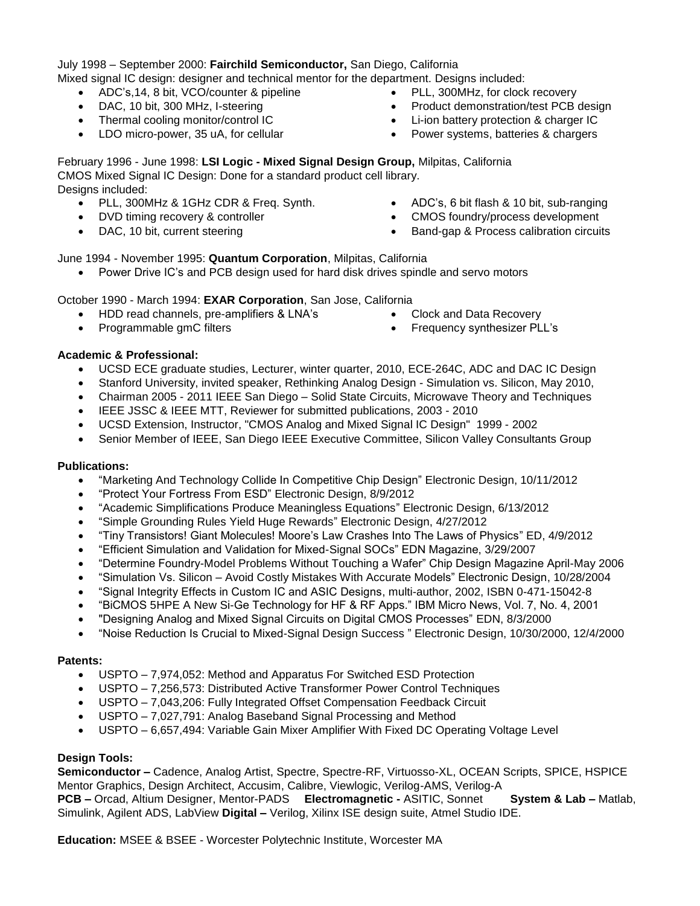July 1998 – September 2000: **Fairchild Semiconductor,** San Diego, California
Mixed signal IC design: designer and technical mentor for the department. Designs included:

- ADC's,14, 8 bit, VCO/counter & pipeline
- DAC, 10 bit, 300 MHz, I-steering
- Thermal cooling monitor/control IC
- LDO micro-power, 35 uA, for cellular
- PLL, 300MHz, for clock recovery
- Product demonstration/test PCB design
- Li-ion battery protection & charger IC
- Power systems, batteries & chargers

February 1996 - June 1998: **LSI Logic - Mixed Signal Design Group,** Milpitas, California
CMOS Mixed Signal IC Design: Done for a standard product cell library.
Designs included:

- PLL, 300MHz & 1GHz CDR & Freq. Synth.
- DVD timing recovery & controller
- DAC, 10 bit, current steering
- ADC's, 6 bit flash & 10 bit, sub-ranging
- CMOS foundry/process development
- Band-gap & Process calibration circuits

June 1994 - November 1995: **Quantum Corporation**, Milpitas, California

- Power Drive IC's and PCB design used for hard disk drives spindle and servo motors

October 1990 - March 1994: **EXAR Corporation**, San Jose, California

- HDD read channels, pre-amplifiers & LNA's
- Programmable gmC filters
- Clock and Data Recovery
- Frequency synthesizer PLL's

**Academic & Professional:**

- UCSD ECE graduate studies, Lecturer, winter quarter, 2010, ECE-264C, ADC and DAC IC Design
- Stanford University, invited speaker, Rethinking Analog Design - Simulation vs. Silicon, May 2010,
- Chairman 2005 - 2011 IEEE San Diego – Solid State Circuits, Microwave Theory and Techniques
- IEEE JSSC & IEEE MTT, Reviewer for submitted publications, 2003 - 2010
- UCSD Extension, Instructor, "CMOS Analog and Mixed Signal IC Design" 1999 - 2002
- Senior Member of IEEE, San Diego IEEE Executive Committee, Silicon Valley Consultants Group

**Publications:**

- "Marketing And Technology Collide In Competitive Chip Design" Electronic Design, 10/11/2012
- "Protect Your Fortress From ESD" Electronic Design, 8/9/2012
- "Academic Simplifications Produce Meaningless Equations" Electronic Design, 6/13/2012
- "Simple Grounding Rules Yield Huge Rewards" Electronic Design, 4/27/2012
- "Tiny Transistors! Giant Molecules! Moore's Law Crashes Into The Laws of Physics" ED, 4/9/2012
- "Efficient Simulation and Validation for Mixed-Signal SOCs" EDN Magazine, 3/29/2007
- "Determine Foundry-Model Problems Without Touching a Wafer" Chip Design Magazine April-May 2006
- "Simulation Vs. Silicon – Avoid Costly Mistakes With Accurate Models" Electronic Design, 10/28/2004
- "Signal Integrity Effects in Custom IC and ASIC Designs, multi-author, 2002, ISBN 0-471-15042-8
- "BiCMOS 5HPE A New Si-Ge Technology for HF & RF Apps." IBM Micro News, Vol. 7, No. 4, 2001
- "Designing Analog and Mixed Signal Circuits on Digital CMOS Processes" EDN, 8/3/2000
- "Noise Reduction Is Crucial to Mixed-Signal Design Success " Electronic Design, 10/30/2000, 12/4/2000

**Patents:**

- USPTO – 7,974,052: Method and Apparatus For Switched ESD Protection
- USPTO – 7,256,573: Distributed Active Transformer Power Control Techniques
- USPTO – 7,043,206: Fully Integrated Offset Compensation Feedback Circuit
- USPTO – 7,027,791: Analog Baseband Signal Processing and Method
- USPTO – 6,657,494: Variable Gain Mixer Amplifier With Fixed DC Operating Voltage Level

**Design Tools:**
**Semiconductor –** Cadence, Analog Artist, Spectre, Spectre-RF, Virtuosso-XL, OCEAN Scripts, SPICE, HSPICE Mentor Graphics, Design Architect, Accusim, Calibre, Viewlogic, Verilog-AMS, Verilog-A
**PCB –** Orcad, Altium Designer, Mentor-PADS **Electromagnetic -** ASITIC, Sonnet **System & Lab –** Matlab, Simulink, Agilent ADS, LabView **Digital –** Verilog, Xilinx ISE design suite, Atmel Studio IDE.

**Education:** MSEE & BSEE - Worcester Polytechnic Institute, Worcester MA